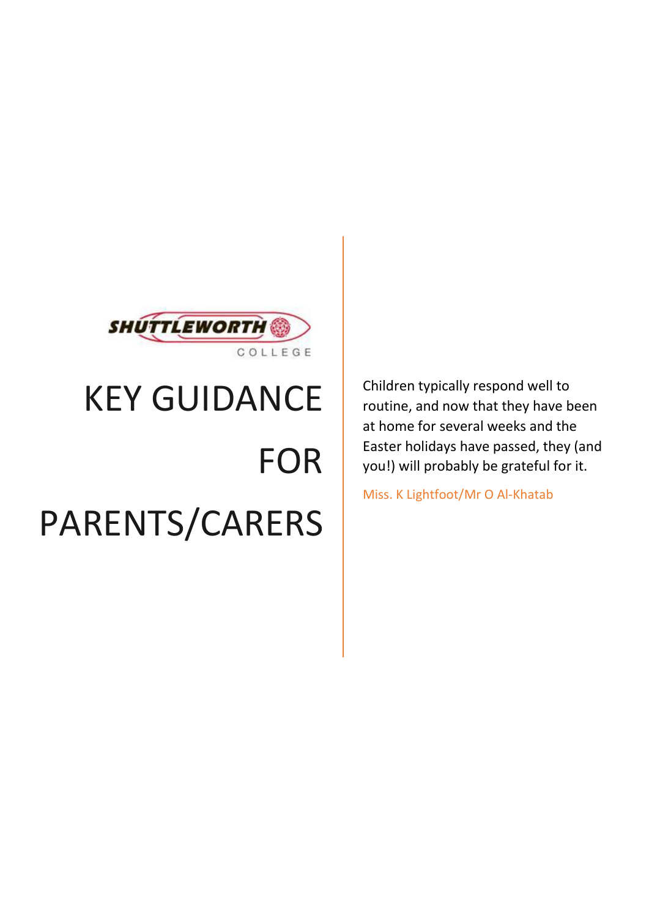SHUTTLEWORTH COLLEGE

# KEY GUIDANCE FOR PARENTS/CARERS

Children typically respond well to routine, and now that they have been at home for several weeks and the Easter holidays have passed, they (and you!) will probably be grateful for it.

Miss. K Lightfoot/Mr O Al-Khatab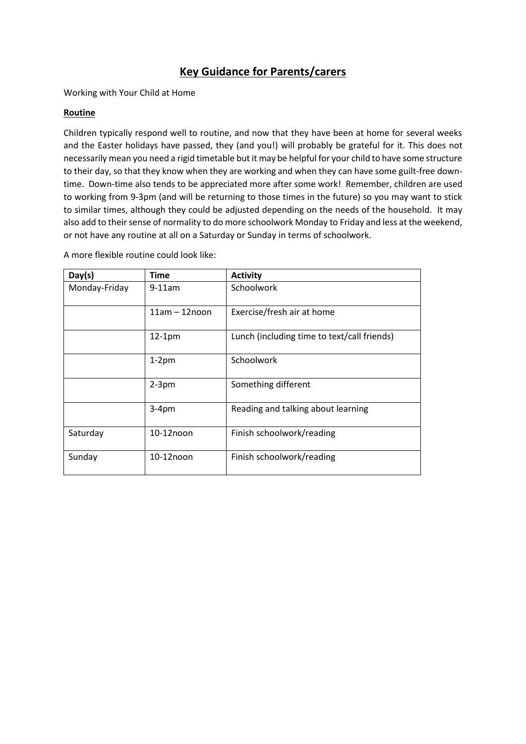# Key Guidance for Parents/carers

Working with Your Child at Home

**Routine**

Children typically respond well to routine, and now that they have been at home for several weeks and the Easter holidays have passed, they (and you!) will probably be grateful for it. This does not necessarily mean you need a rigid timetable but it may be helpful for your child to have some structure to their day, so that they know when they are working and when they can have some guilt-free down-time. Down-time also tends to be appreciated more after some work! Remember, children are used to working from 9-3pm (and will be returning to those times in the future) so you may want to stick to similar times, although they could be adjusted depending on the needs of the household. It may also add to their sense of normality to do more schoolwork Monday to Friday and less at the weekend, or not have any routine at all on a Saturday or Sunday in terms of schoolwork.

A more flexible routine could look like:

| Day(s) | Time | Activity |
|---|---|---|
| Monday-Friday | 9-11am | Schoolwork |
| | 11am – 12noon | Exercise/fresh air at home |
| | 12-1pm | Lunch (including time to text/call friends) |
| | 1-2pm | Schoolwork |
| | 2-3pm | Something different |
| | 3-4pm | Reading and talking about learning |
| Saturday | 10-12noon | Finish schoolwork/reading |
| Sunday | 10-12noon | Finish schoolwork/reading |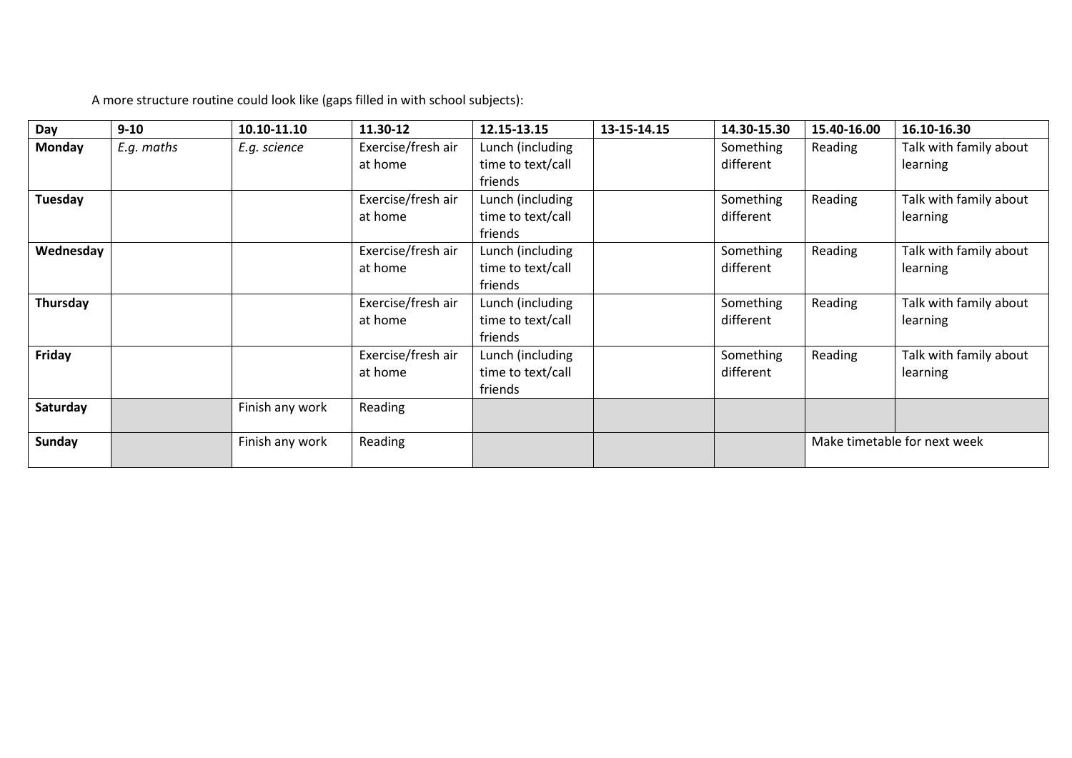A more structure routine could look like (gaps filled in with school subjects):

| Day | 9-10 | 10.10-11.10 | 11.30-12 | 12.15-13.15 | 13-15-14.15 | 14.30-15.30 | 15.40-16.00 | 16.10-16.30 |
|---|---|---|---|---|---|---|---|---|
| **Monday** | *E.g. maths* | *E.g. science* | Exercise/fresh air at home | Lunch (including time to text/call friends | | Something different | Reading | Talk with family about learning |
| **Tuesday** | | | Exercise/fresh air at home | Lunch (including time to text/call friends | | Something different | Reading | Talk with family about learning |
| **Wednesday** | | | Exercise/fresh air at home | Lunch (including time to text/call friends | | Something different | Reading | Talk with family about learning |
| **Thursday** | | | Exercise/fresh air at home | Lunch (including time to text/call friends | | Something different | Reading | Talk with family about learning |
| **Friday** | | | Exercise/fresh air at home | Lunch (including time to text/call friends | | Something different | Reading | Talk with family about learning |
| **Saturday** | | Finish any work | Reading | | | | | |
| **Sunday** | | Finish any work | Reading | | | | Make timetable for next week | |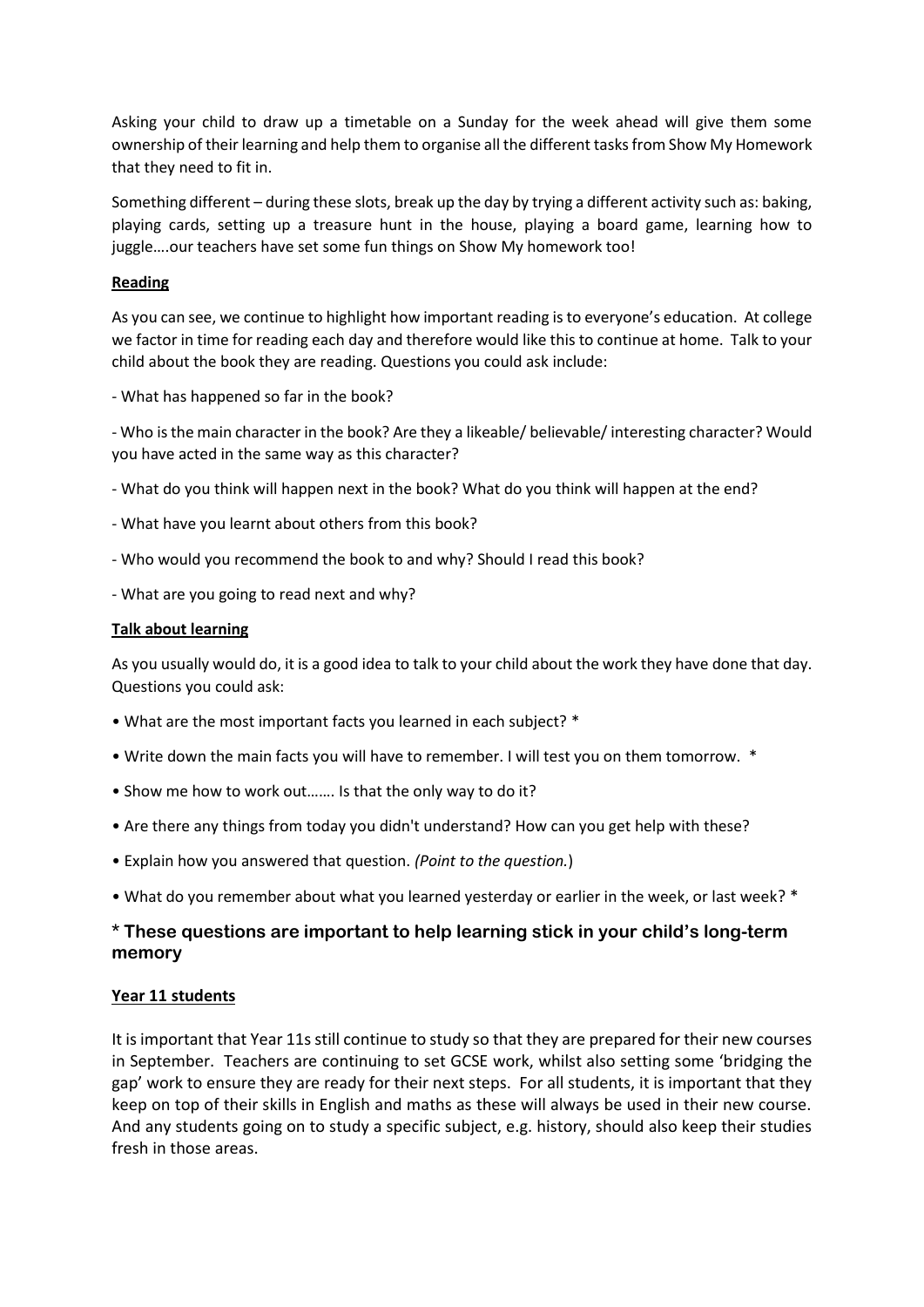Asking your child to draw up a timetable on a Sunday for the week ahead will give them some ownership of their learning and help them to organise all the different tasks from Show My Homework that they need to fit in.

Something different – during these slots, break up the day by trying a different activity such as: baking, playing cards, setting up a treasure hunt in the house, playing a board game, learning how to juggle….our teachers have set some fun things on Show My homework too!

**Reading**

As you can see, we continue to highlight how important reading is to everyone's education. At college we factor in time for reading each day and therefore would like this to continue at home. Talk to your child about the book they are reading. Questions you could ask include:

- What has happened so far in the book?

- Who is the main character in the book? Are they a likeable/ believable/ interesting character? Would you have acted in the same way as this character?

- What do you think will happen next in the book? What do you think will happen at the end?

- What have you learnt about others from this book?

- Who would you recommend the book to and why? Should I read this book?

- What are you going to read next and why?

**Talk about learning**

As you usually would do, it is a good idea to talk to your child about the work they have done that day. Questions you could ask:

- What are the most important facts you learned in each subject? *
- Write down the main facts you will have to remember. I will test you on them tomorrow. *
- Show me how to work out……. Is that the only way to do it?
- Are there any things from today you didn't understand? How can you get help with these?
- Explain how you answered that question. *(Point to the question.)*
- What do you remember about what you learned yesterday or earlier in the week, or last week? *

**\* These questions are important to help learning stick in your child's long-term memory**

**Year 11 students**

It is important that Year 11s still continue to study so that they are prepared for their new courses in September. Teachers are continuing to set GCSE work, whilst also setting some 'bridging the gap' work to ensure they are ready for their next steps. For all students, it is important that they keep on top of their skills in English and maths as these will always be used in their new course. And any students going on to study a specific subject, e.g. history, should also keep their studies fresh in those areas.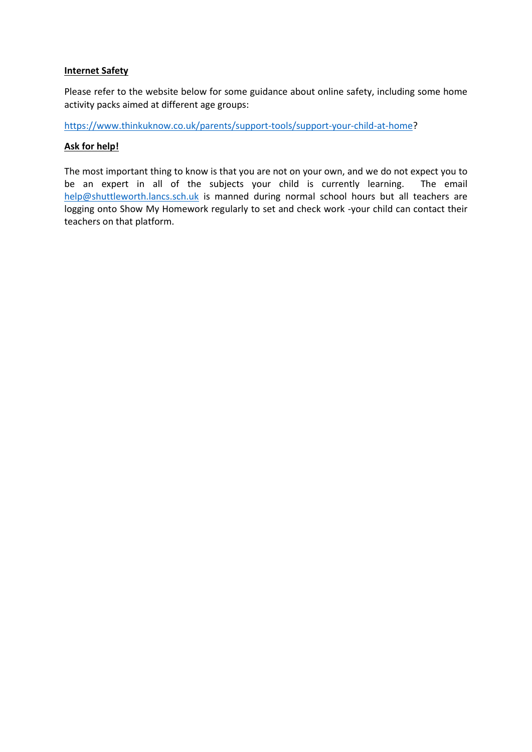**Internet Safety**

Please refer to the website below for some guidance about online safety, including some home activity packs aimed at different age groups:

https://www.thinkuknow.co.uk/parents/support-tools/support-your-child-at-home?

**Ask for help!**

The most important thing to know is that you are not on your own, and we do not expect you to be an expert in all of the subjects your child is currently learning. The email help@shuttleworth.lancs.sch.uk is manned during normal school hours but all teachers are logging onto Show My Homework regularly to set and check work -your child can contact their teachers on that platform.